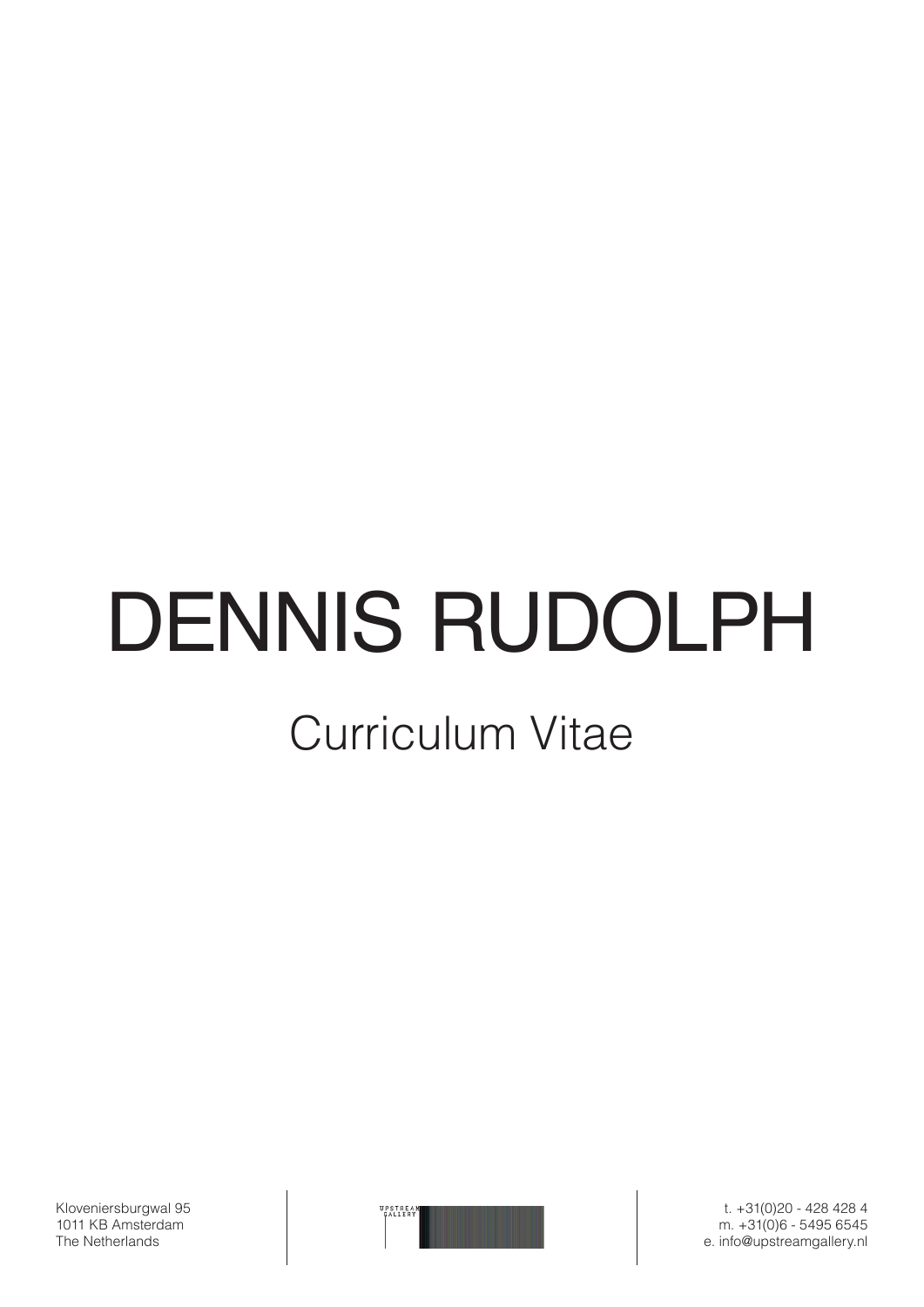# DENNIS RUDOLPH

## Curriculum Vitae

Kloveniersburgwal 95
1011 KB Amsterdam
The Netherlands

UPSTREAM GALLERY

t. +31(0)20 - 428 428 4
m. +31(0)6 - 5495 6545
e. info@upstreamgallery.nl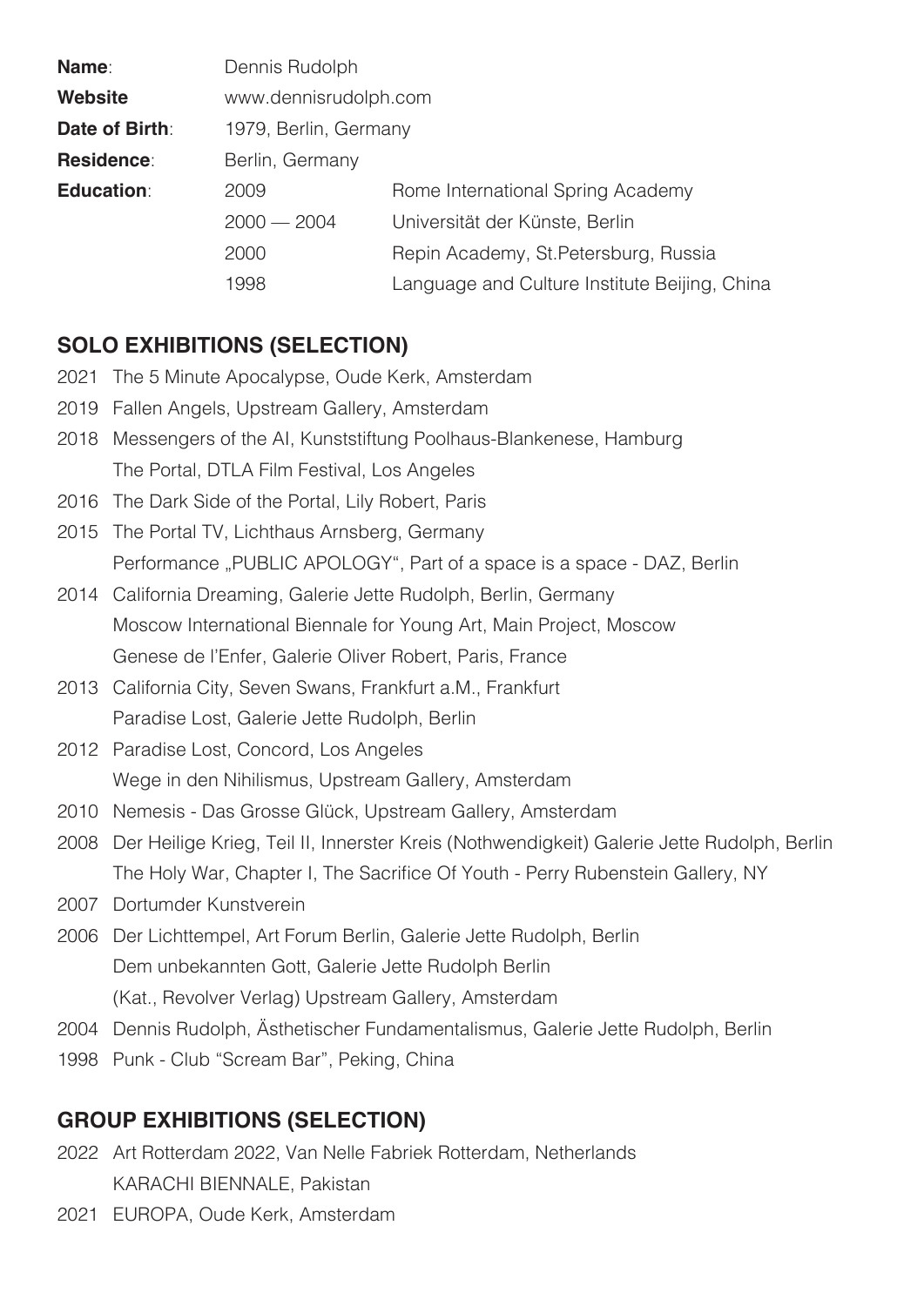| | | |
|---|---|---|
| **Name**: | Dennis Rudolph | |
| **Website** | www.dennisrudolph.com | |
| **Date of Birth**: | 1979, Berlin, Germany | |
| **Residence**: | Berlin, Germany | |
| **Education**: | 2009 | Rome International Spring Academy |
| | 2000 — 2004 | Universität der Künste, Berlin |
| | 2000 | Repin Academy, St.Petersburg, Russia |
| | 1998 | Language and Culture Institute Beijing, China |

## SOLO EXHIBITIONS (SELECTION)

2021 The 5 Minute Apocalypse, Oude Kerk, Amsterdam

2019 Fallen Angels, Upstream Gallery, Amsterdam

2018 Messengers of the AI, Kunststiftung Poolhaus-Blankenese, Hamburg
The Portal, DTLA Film Festival, Los Angeles

2016 The Dark Side of the Portal, Lily Robert, Paris

2015 The Portal TV, Lichthaus Arnsberg, Germany
Performance „PUBLIC APOLOGY", Part of a space is a space - DAZ, Berlin

2014 California Dreaming, Galerie Jette Rudolph, Berlin, Germany
Moscow International Biennale for Young Art, Main Project, Moscow
Genese de l'Enfer, Galerie Oliver Robert, Paris, France

2013 California City, Seven Swans, Frankfurt a.M., Frankfurt
Paradise Lost, Galerie Jette Rudolph, Berlin

2012 Paradise Lost, Concord, Los Angeles
Wege in den Nihilismus, Upstream Gallery, Amsterdam

2010 Nemesis - Das Grosse Glück, Upstream Gallery, Amsterdam

2008 Der Heilige Krieg, Teil II, Innerster Kreis (Nothwendigkeit) Galerie Jette Rudolph, Berlin
The Holy War, Chapter I, The Sacrifice Of Youth - Perry Rubenstein Gallery, NY

2007 Dortumder Kunstverein

2006 Der Lichttempel, Art Forum Berlin, Galerie Jette Rudolph, Berlin
Dem unbekannten Gott, Galerie Jette Rudolph Berlin
(Kat., Revolver Verlag) Upstream Gallery, Amsterdam

2004 Dennis Rudolph, Ästhetischer Fundamentalismus, Galerie Jette Rudolph, Berlin

1998 Punk - Club "Scream Bar", Peking, China

## GROUP EXHIBITIONS (SELECTION)

2022 Art Rotterdam 2022, Van Nelle Fabriek Rotterdam, Netherlands
KARACHI BIENNALE, Pakistan

2021 EUROPA, Oude Kerk, Amsterdam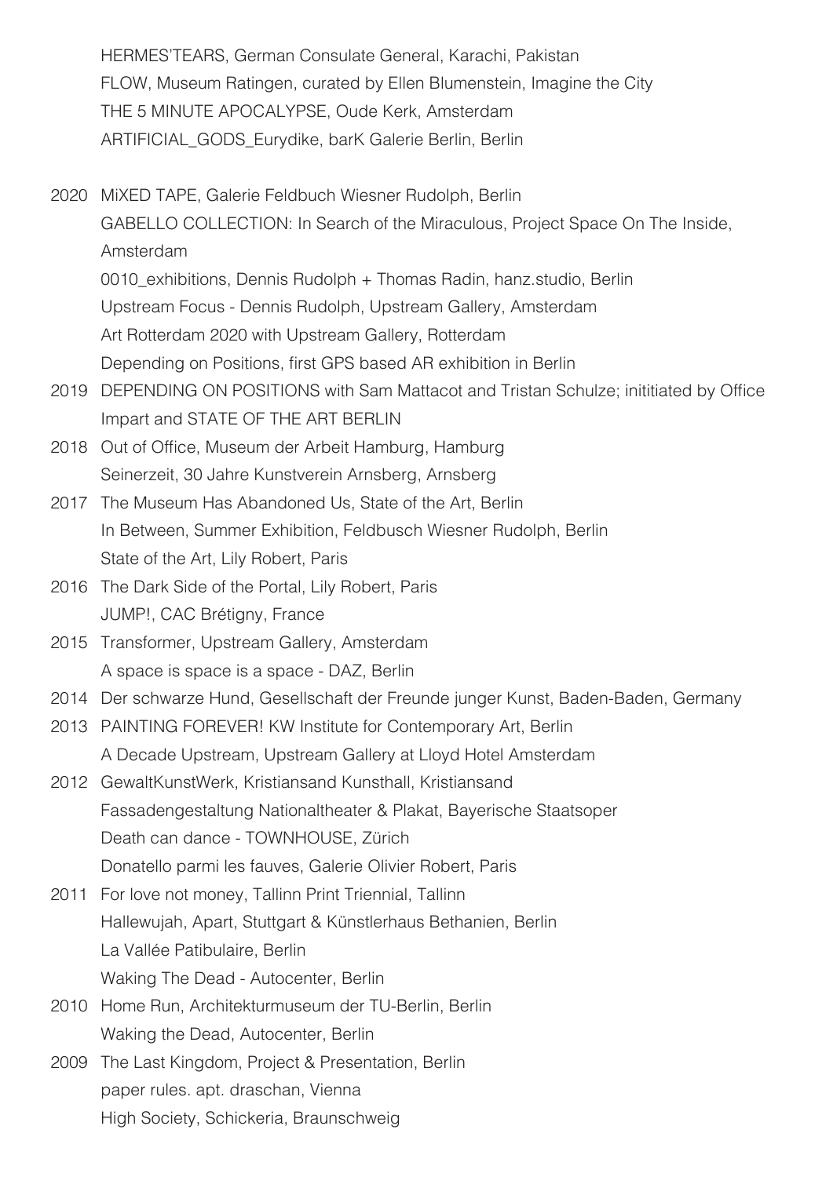HERMES'TEARS, German Consulate General, Karachi, Pakistan
FLOW, Museum Ratingen, curated by Ellen Blumenstein, Imagine the City
THE 5 MINUTE APOCALYPSE, Oude Kerk, Amsterdam
ARTIFICIAL_GODS_Eurydike, barK Galerie Berlin, Berlin

2020 MiXED TAPE, Galerie Feldbuch Wiesner Rudolph, Berlin
GABELLO COLLECTION: In Search of the Miraculous, Project Space On The Inside, Amsterdam
0010_exhibitions, Dennis Rudolph + Thomas Radin, hanz.studio, Berlin
Upstream Focus - Dennis Rudolph, Upstream Gallery, Amsterdam
Art Rotterdam 2020 with Upstream Gallery, Rotterdam
Depending on Positions, first GPS based AR exhibition in Berlin

2019 DEPENDING ON POSITIONS with Sam Mattacot and Tristan Schulze; inititiated by Office Impart and STATE OF THE ART BERLIN

2018 Out of Office, Museum der Arbeit Hamburg, Hamburg
Seinerzeit, 30 Jahre Kunstverein Arnsberg, Arnsberg

2017 The Museum Has Abandoned Us, State of the Art, Berlin
In Between, Summer Exhibition, Feldbusch Wiesner Rudolph, Berlin
State of the Art, Lily Robert, Paris

2016 The Dark Side of the Portal, Lily Robert, Paris
JUMP!, CAC Brétigny, France

2015 Transformer, Upstream Gallery, Amsterdam
A space is space is a space - DAZ, Berlin

2014 Der schwarze Hund, Gesellschaft der Freunde junger Kunst, Baden-Baden, Germany

2013 PAINTING FOREVER! KW Institute for Contemporary Art, Berlin
A Decade Upstream, Upstream Gallery at Lloyd Hotel Amsterdam

2012 GewaltKunstWerk, Kristiansand Kunsthall, Kristiansand
Fassadengestaltung Nationaltheater & Plakat, Bayerische Staatsoper
Death can dance - TOWNHOUSE, Zürich
Donatello parmi les fauves, Galerie Olivier Robert, Paris

2011 For love not money, Tallinn Print Triennial, Tallinn
Hallewujah, Apart, Stuttgart & Künstlerhaus Bethanien, Berlin
La Vallée Patibulaire, Berlin
Waking The Dead - Autocenter, Berlin

2010 Home Run, Architekturmuseum der TU-Berlin, Berlin
Waking the Dead, Autocenter, Berlin

2009 The Last Kingdom, Project & Presentation, Berlin
paper rules. apt. draschan, Vienna
High Society, Schickeria, Braunschweig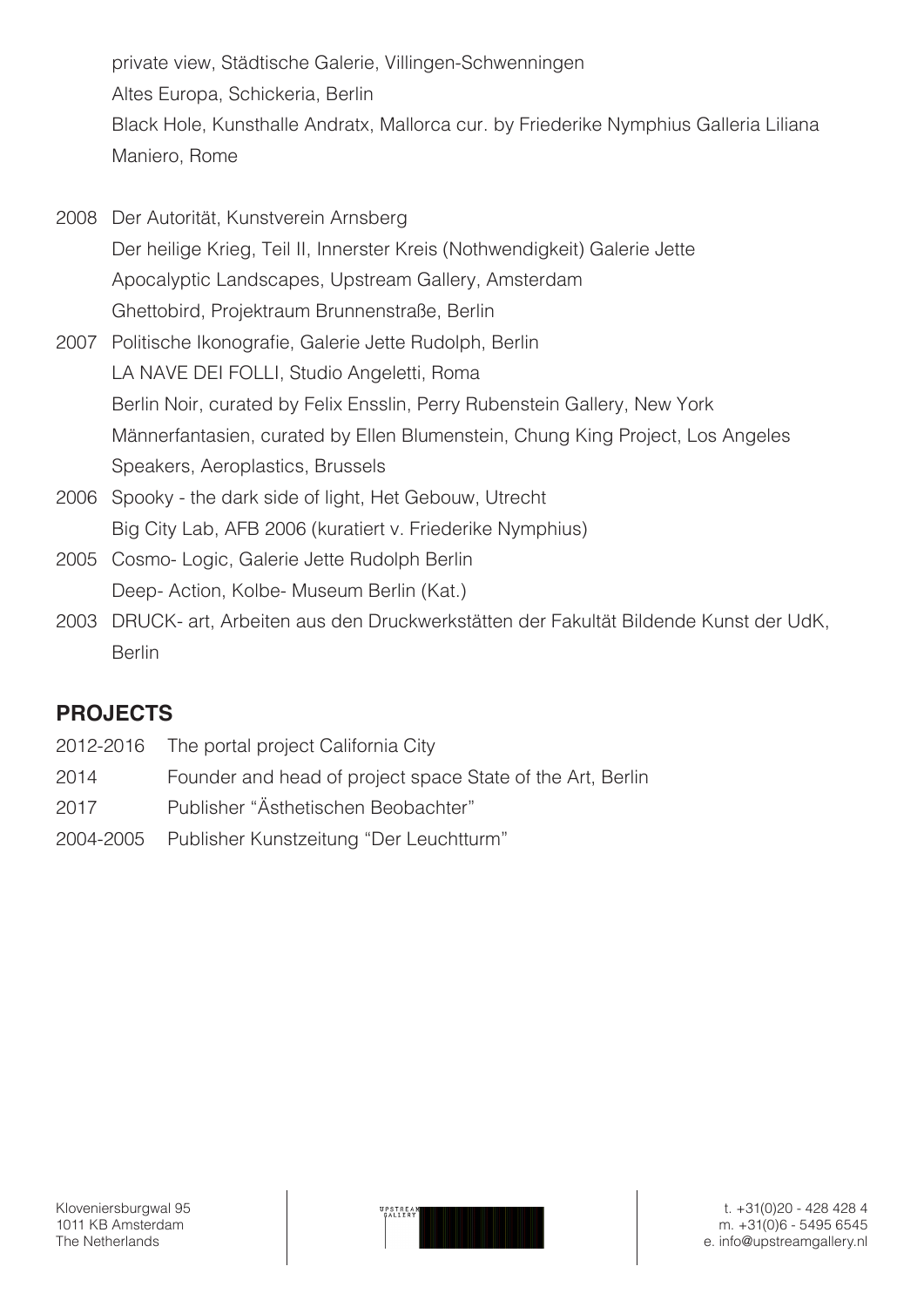private view, Städtische Galerie, Villingen-Schwenningen
Altes Europa, Schickeria, Berlin
Black Hole, Kunsthalle Andratx, Mallorca cur. by Friederike Nymphius Galleria Liliana Maniero, Rome

2008 Der Autorität, Kunstverein Arnsberg
Der heilige Krieg, Teil II, Innerster Kreis (Nothwendigkeit) Galerie Jette
Apocalyptic Landscapes, Upstream Gallery, Amsterdam
Ghettobird, Projektraum Brunnenstraße, Berlin

2007 Politische Ikonografie, Galerie Jette Rudolph, Berlin
LA NAVE DEI FOLLI, Studio Angeletti, Roma
Berlin Noir, curated by Felix Ensslin, Perry Rubenstein Gallery, New York
Männerfantasien, curated by Ellen Blumenstein, Chung King Project, Los Angeles
Speakers, Aeroplastics, Brussels

2006 Spooky - the dark side of light, Het Gebouw, Utrecht
Big City Lab, AFB 2006 (kuratiert v. Friederike Nymphius)

2005 Cosmo- Logic, Galerie Jette Rudolph Berlin
Deep- Action, Kolbe- Museum Berlin (Kat.)

2003 DRUCK- art, Arbeiten aus den Druckwerkstätten der Fakultät Bildende Kunst der UdK, Berlin

## PROJECTS

2012-2016 The portal project California City
2014 Founder and head of project space State of the Art, Berlin
2017 Publisher "Ästhetischen Beobachter"
2004-2005 Publisher Kunstzeitung "Der Leuchtturm"